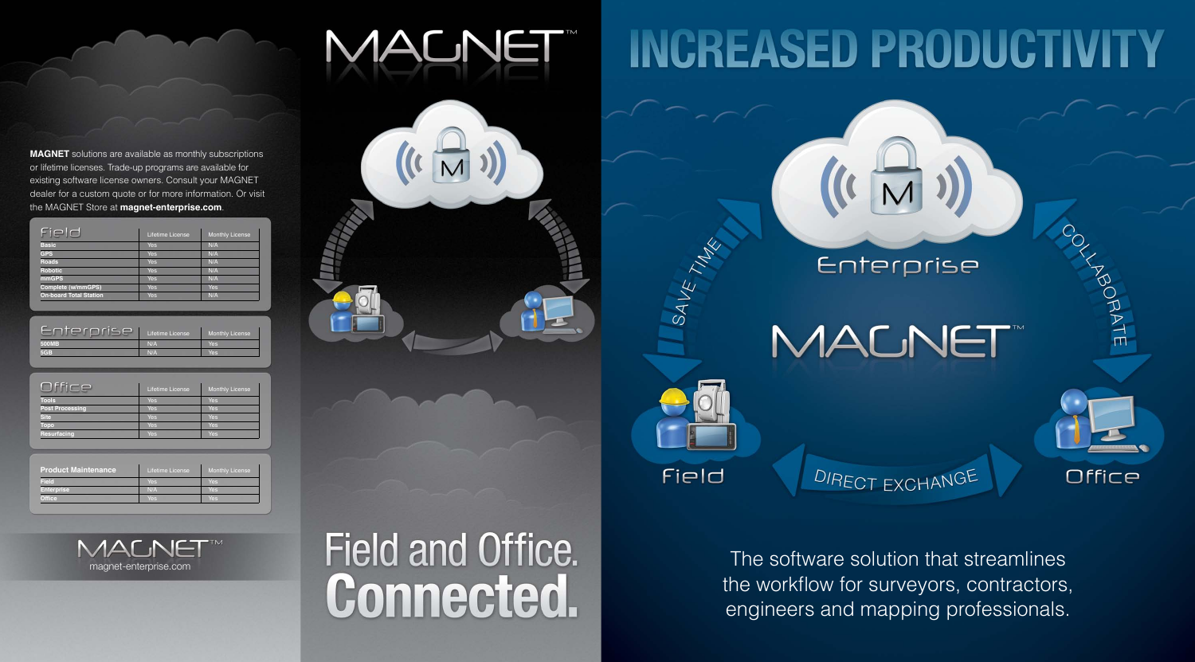**MAGNET** solutions are available as monthly subscriptions or lifetime licenses. Trade-up programs are available for existing software license owners. Consult your MAGNET dealer for a custom quote or for more information. Or visit the MAGNET Store at **magnet-enterprise.com**.

| Field | Lifetime License | Monthly License |
|---|---|---|
| Basic | Yes | N/A |
| GPS | Yes | N/A |
| Roads | Yes | N/A |
| Robotic | Yes | N/A |
| mmGPS | Yes | N/A |
| Complete (w/mmGPS) | Yes | Yes |
| On-board Total Station | Yes | N/A |

| Enterprise | Lifetime License | Monthly License |
|---|---|---|
| 500MB | N/A | Yes |
| 5GB | N/A | Yes |

| Office | Lifetime License | Monthly License |
|---|---|---|
| Tools | Yes | Yes |
| Post Processing | Yes | Yes |
| Site | Yes | Yes |
| Topo | Yes | Yes |
| Resurfacing | Yes | Yes |

| Product Maintenance | Lifetime License | Monthly License |
|---|---|---|
| Field | Yes | Yes |
| Enterprise | N/A | Yes |
| Office | Yes | Yes |

MAGNET™
magnet-enterprise.com

# MAGNET™

Field and Office.
**Connected.**

# INCREASED PRODUCTIVITY

Enterprise

MAGNET™

SAVE TIME

COLLABORATE

Field

DIRECT EXCHANGE

Office

The software solution that streamlines the workflow for surveyors, contractors, engineers and mapping professionals.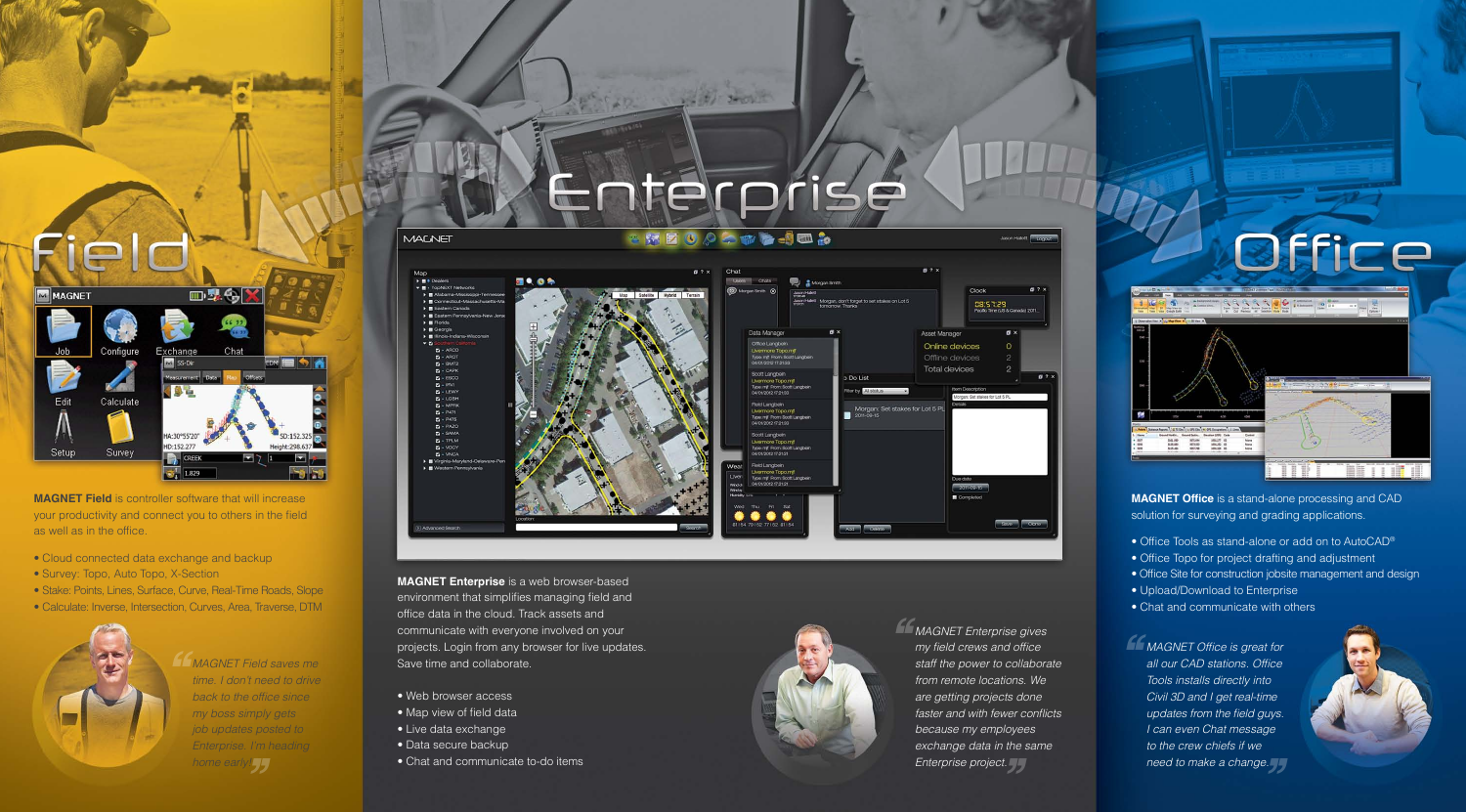# Field

**MAGNET Field** is controller software that will increase your productivity and connect you to others in the field as well as in the office.

- Cloud connected data exchange and backup
- Survey: Topo, Auto Topo, X-Section
- Stake: Points, Lines, Surface, Curve, Real-Time Roads, Slope
- Calculate: Inverse, Intersection, Curves, Area, Traverse, DTM

*"MAGNET Field saves me time. I don't need to drive back to the office since my boss simply gets job updates posted to Enterprise. I'm heading home early."*

# Enterprise

**MAGNET Enterprise** is a web browser-based environment that simplifies managing field and office data in the cloud. Track assets and communicate with everyone involved on your projects. Login from any browser for live updates. Save time and collaborate.

- Web browser access
- Map view of field data
- Live data exchange
- Data secure backup
- Chat and communicate to-do items

*"MAGNET Enterprise gives my field crews and office staff the power to collaborate from remote locations. We are getting projects done faster and with fewer conflicts because my employees exchange data in the same Enterprise project."*

# Office

**MAGNET Office** is a stand-alone processing and CAD solution for surveying and grading applications.

- Office Tools as stand-alone or add on to AutoCAD®
- Office Topo for project drafting and adjustment
- Office Site for construction jobsite management and design
- Upload/Download to Enterprise
- Chat and communicate with others

*"MAGNET Office is great for all our CAD stations. Office Tools installs directly into Civil 3D and I get real-time updates from the field guys. I can even Chat message to the crew chiefs if we need to make a change."*